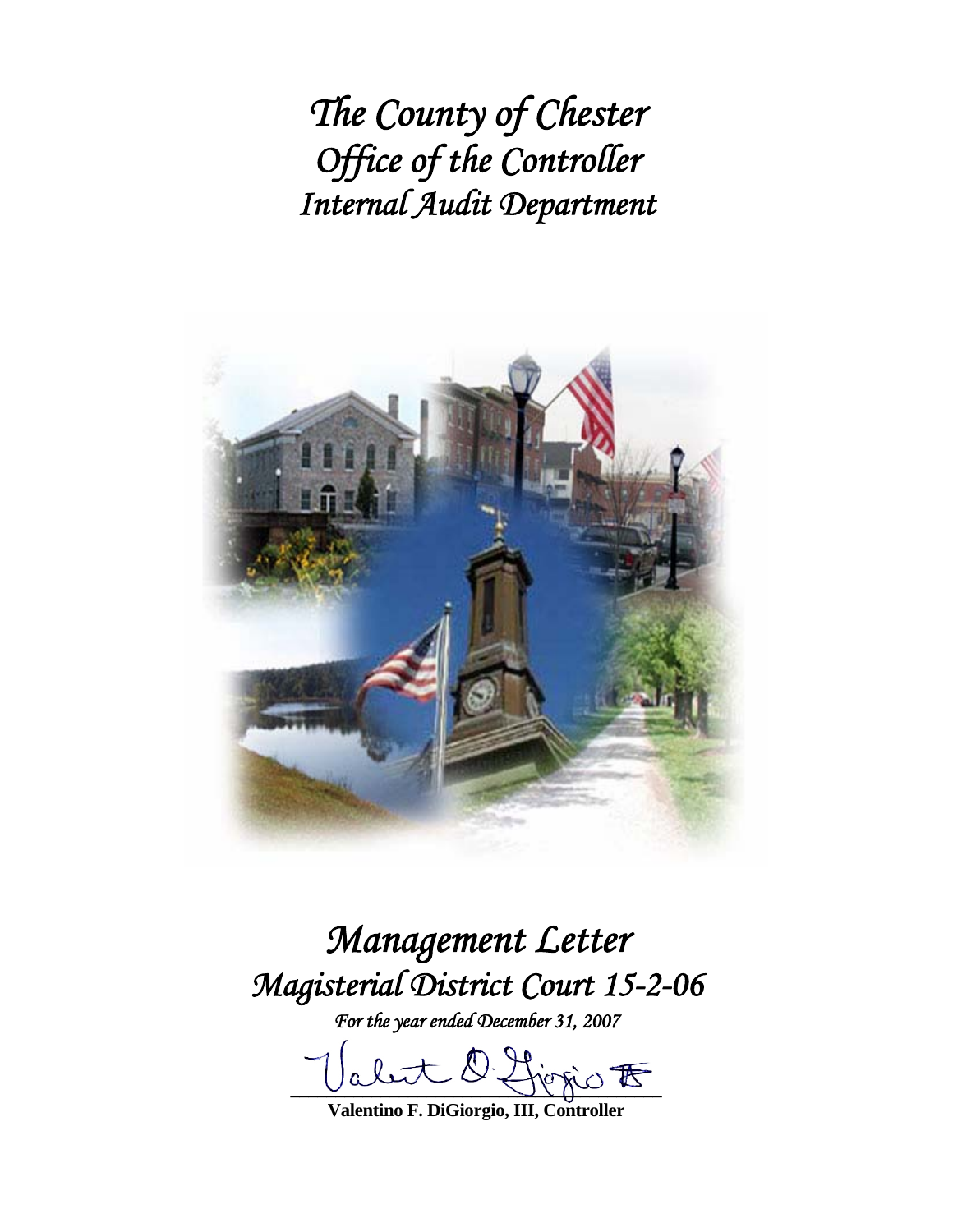# *The County of Chester*
# *Office of the Controller*
# *Internal Audit Department*

# *Management Letter*
# *Magisterial District Court 15-2-06*

*For the year ended December 31, 2007*

**Valentino F. DiGiorgio, III, Controller**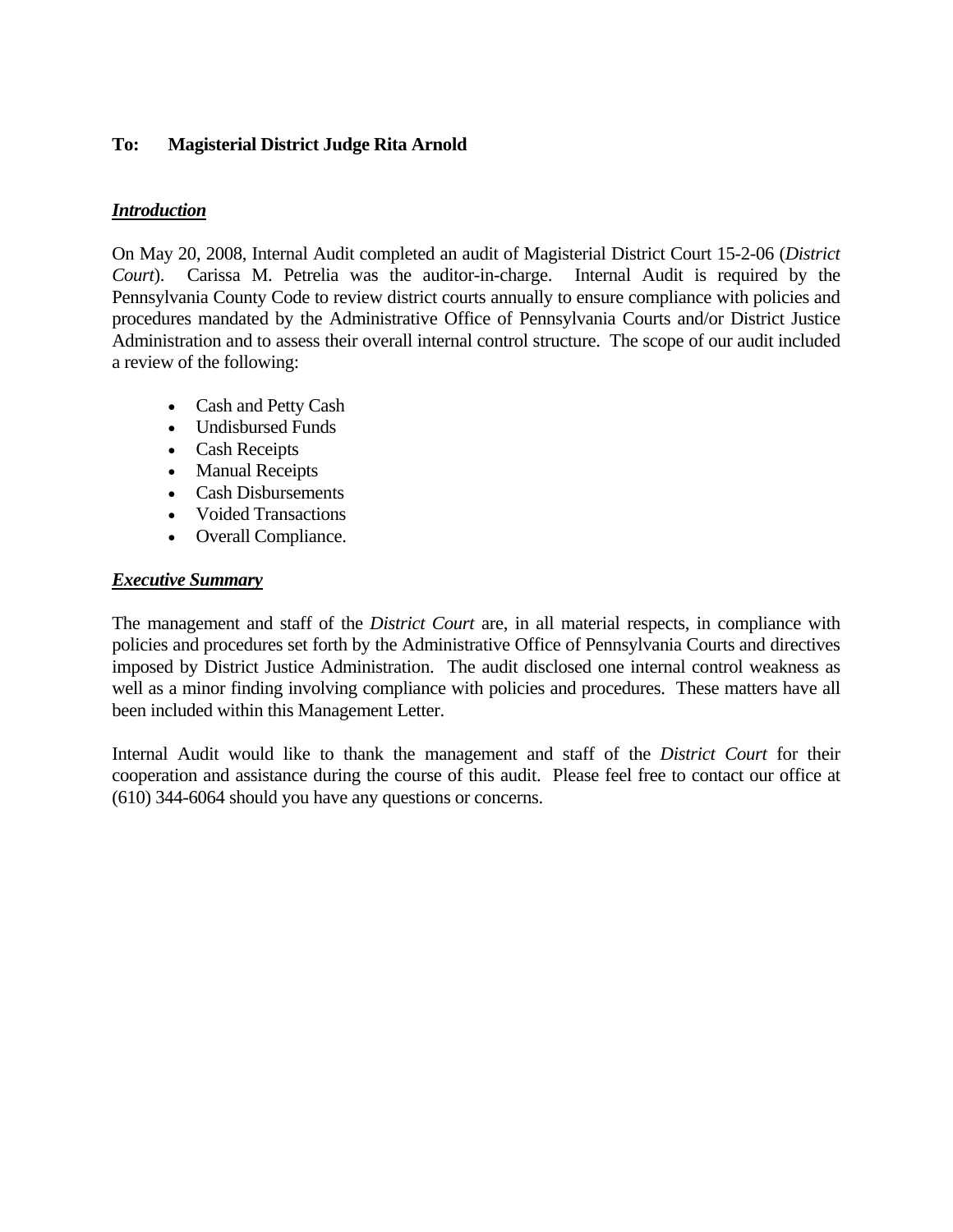**To: Magisterial District Judge Rita Arnold**

***Introduction***

On May 20, 2008, Internal Audit completed an audit of Magisterial District Court 15-2-06 (*District Court*). Carissa M. Petrelia was the auditor-in-charge. Internal Audit is required by the Pennsylvania County Code to review district courts annually to ensure compliance with policies and procedures mandated by the Administrative Office of Pennsylvania Courts and/or District Justice Administration and to assess their overall internal control structure. The scope of our audit included a review of the following:

- Cash and Petty Cash
- Undisbursed Funds
- Cash Receipts
- Manual Receipts
- Cash Disbursements
- Voided Transactions
- Overall Compliance.

***Executive Summary***

The management and staff of the *District Court* are, in all material respects, in compliance with policies and procedures set forth by the Administrative Office of Pennsylvania Courts and directives imposed by District Justice Administration. The audit disclosed one internal control weakness as well as a minor finding involving compliance with policies and procedures. These matters have all been included within this Management Letter.

Internal Audit would like to thank the management and staff of the *District Court* for their cooperation and assistance during the course of this audit. Please feel free to contact our office at (610) 344-6064 should you have any questions or concerns.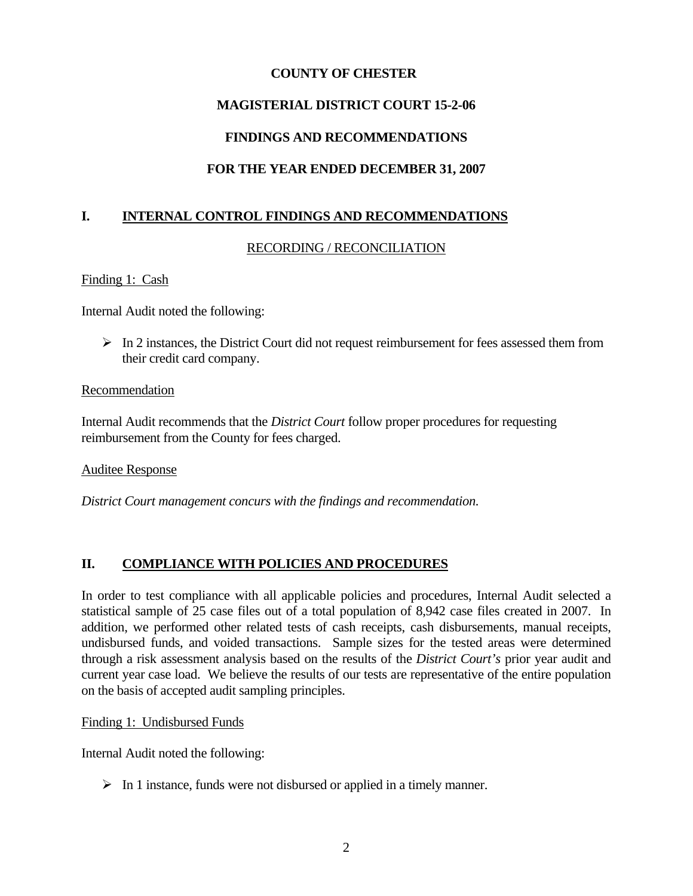**COUNTY OF CHESTER**

**MAGISTERIAL DISTRICT COURT 15-2-06**

**FINDINGS AND RECOMMENDATIONS**

**FOR THE YEAR ENDED DECEMBER 31, 2007**

## I. INTERNAL CONTROL FINDINGS AND RECOMMENDATIONS

RECORDING / RECONCILIATION

Finding 1: Cash

Internal Audit noted the following:

- In 2 instances, the District Court did not request reimbursement for fees assessed them from their credit card company.

Recommendation

Internal Audit recommends that the *District Court* follow proper procedures for requesting reimbursement from the County for fees charged.

Auditee Response

*District Court management concurs with the findings and recommendation.*

## II. COMPLIANCE WITH POLICIES AND PROCEDURES

In order to test compliance with all applicable policies and procedures, Internal Audit selected a statistical sample of 25 case files out of a total population of 8,942 case files created in 2007. In addition, we performed other related tests of cash receipts, cash disbursements, manual receipts, undisbursed funds, and voided transactions. Sample sizes for the tested areas were determined through a risk assessment analysis based on the results of the *District Court's* prior year audit and current year case load. We believe the results of our tests are representative of the entire population on the basis of accepted audit sampling principles.

Finding 1: Undisbursed Funds

Internal Audit noted the following:

- In 1 instance, funds were not disbursed or applied in a timely manner.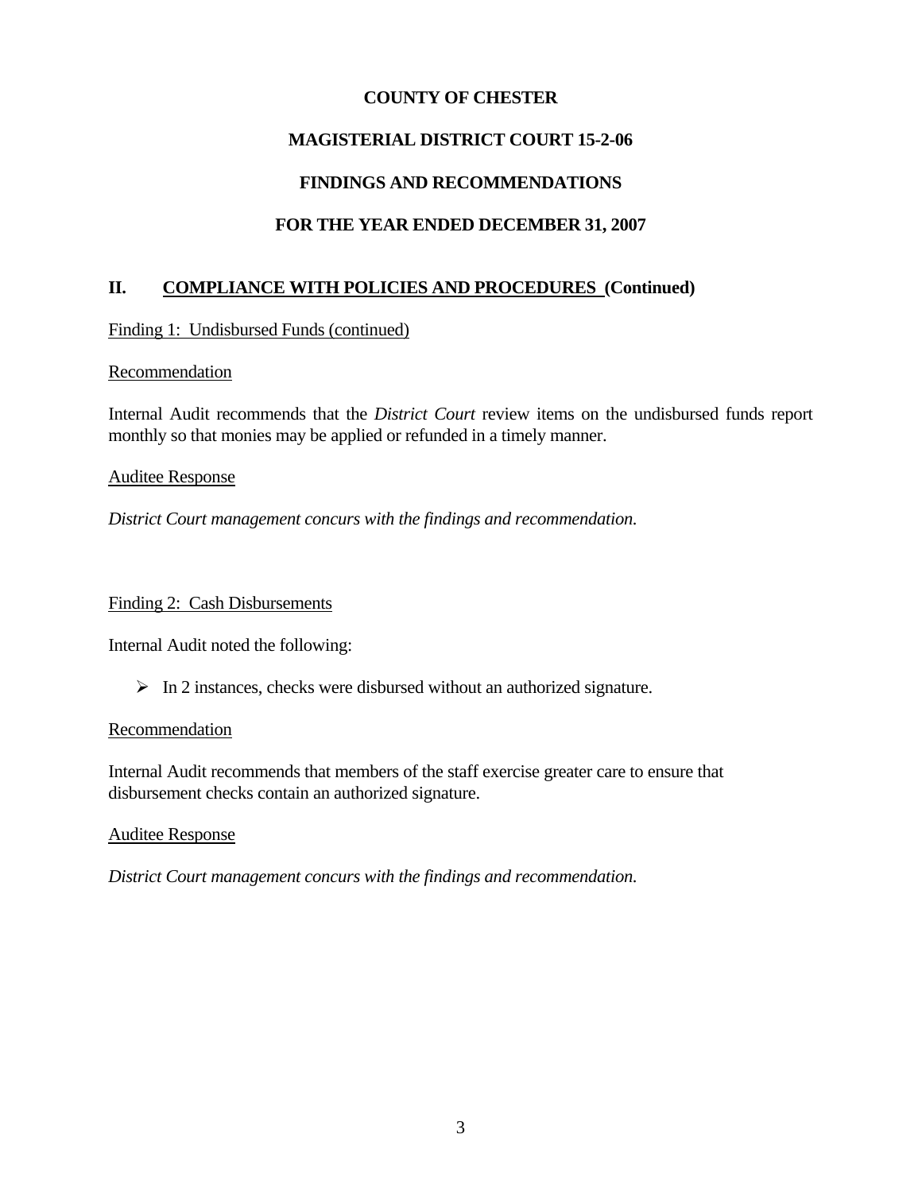**COUNTY OF CHESTER**

**MAGISTERIAL DISTRICT COURT 15-2-06**

**FINDINGS AND RECOMMENDATIONS**

**FOR THE YEAR ENDED DECEMBER 31, 2007**

## II. COMPLIANCE WITH POLICIES AND PROCEDURES (Continued)

Finding 1: Undisbursed Funds (continued)

Recommendation

Internal Audit recommends that the *District Court* review items on the undisbursed funds report monthly so that monies may be applied or refunded in a timely manner.

Auditee Response

*District Court management concurs with the findings and recommendation.*

Finding 2: Cash Disbursements

Internal Audit noted the following:

- In 2 instances, checks were disbursed without an authorized signature.

Recommendation

Internal Audit recommends that members of the staff exercise greater care to ensure that disbursement checks contain an authorized signature.

Auditee Response

*District Court management concurs with the findings and recommendation.*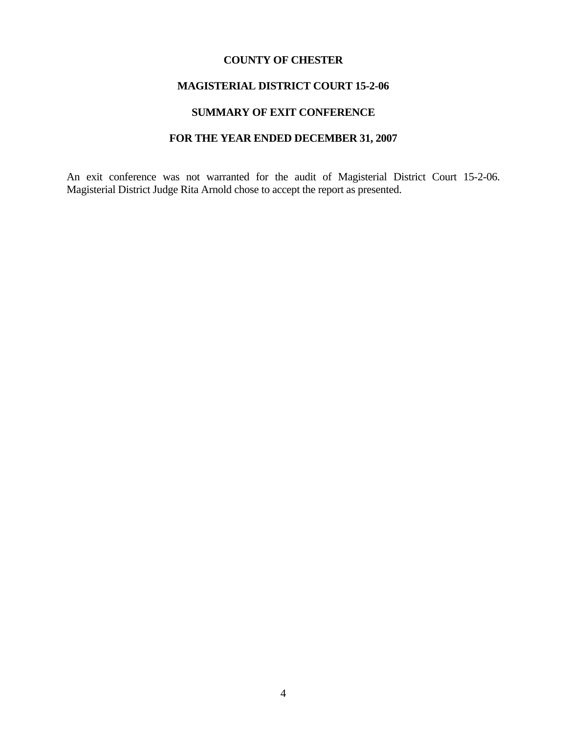# COUNTY OF CHESTER

## MAGISTERIAL DISTRICT COURT 15-2-06

## SUMMARY OF EXIT CONFERENCE

## FOR THE YEAR ENDED DECEMBER 31, 2007

An exit conference was not warranted for the audit of Magisterial District Court 15-2-06. Magisterial District Judge Rita Arnold chose to accept the report as presented.